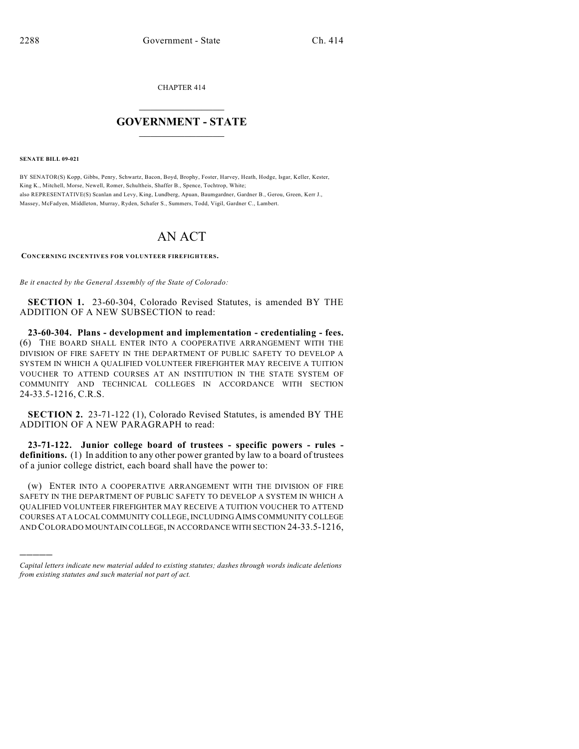CHAPTER 414

# GOVERNMENT - STATE

**SENATE BILL 09-021**

BY SENATOR(S) Kopp, Gibbs, Penry, Schwartz, Bacon, Boyd, Brophy, Foster, Harvey, Heath, Hodge, Isgar, Keller, Kester, King K., Mitchell, Morse, Newell, Romer, Schultheis, Shaffer B., Spence, Tochtrop, White;
also REPRESENTATIVE(S) Scanlan and Levy, King, Lundberg, Apuan, Baumgardner, Gardner B., Gerou, Green, Kerr J., Massey, McFadyen, Middleton, Murray, Ryden, Schafer S., Summers, Todd, Vigil, Gardner C., Lambert.

# AN ACT

**CONCERNING INCENTIVES FOR VOLUNTEER FIREFIGHTERS.**

*Be it enacted by the General Assembly of the State of Colorado:*

**SECTION 1.** 23-60-304, Colorado Revised Statutes, is amended BY THE ADDITION OF A NEW SUBSECTION to read:

**23-60-304. Plans - development and implementation - credentialing - fees.** (6) THE BOARD SHALL ENTER INTO A COOPERATIVE ARRANGEMENT WITH THE DIVISION OF FIRE SAFETY IN THE DEPARTMENT OF PUBLIC SAFETY TO DEVELOP A SYSTEM IN WHICH A QUALIFIED VOLUNTEER FIREFIGHTER MAY RECEIVE A TUITION VOUCHER TO ATTEND COURSES AT AN INSTITUTION IN THE STATE SYSTEM OF COMMUNITY AND TECHNICAL COLLEGES IN ACCORDANCE WITH SECTION 24-33.5-1216, C.R.S.

**SECTION 2.** 23-71-122 (1), Colorado Revised Statutes, is amended BY THE ADDITION OF A NEW PARAGRAPH to read:

**23-71-122. Junior college board of trustees - specific powers - rules - definitions.** (1) In addition to any other power granted by law to a board of trustees of a junior college district, each board shall have the power to:

(w) ENTER INTO A COOPERATIVE ARRANGEMENT WITH THE DIVISION OF FIRE SAFETY IN THE DEPARTMENT OF PUBLIC SAFETY TO DEVELOP A SYSTEM IN WHICH A QUALIFIED VOLUNTEER FIREFIGHTER MAY RECEIVE A TUITION VOUCHER TO ATTEND COURSES AT A LOCAL COMMUNITY COLLEGE, INCLUDING AIMS COMMUNITY COLLEGE AND COLORADO MOUNTAIN COLLEGE, IN ACCORDANCE WITH SECTION 24-33.5-1216,

---

*Capital letters indicate new material added to existing statutes; dashes through words indicate deletions from existing statutes and such material not part of act.*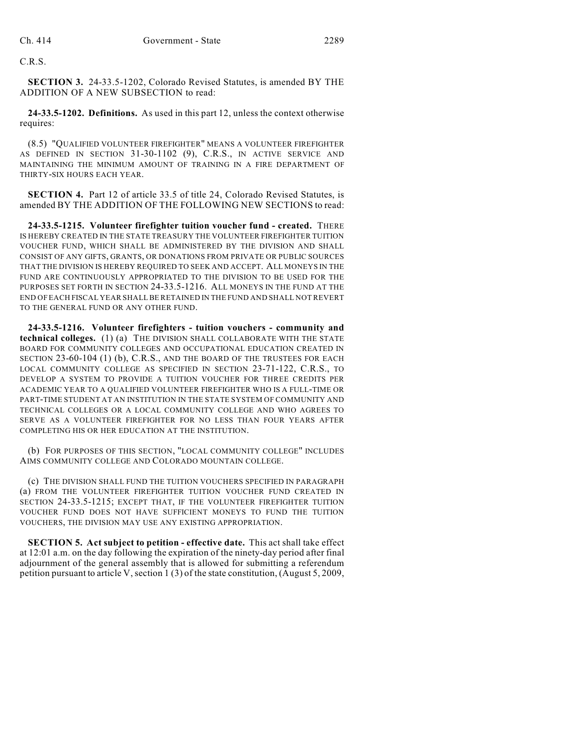C.R.S.

**SECTION 3.** 24-33.5-1202, Colorado Revised Statutes, is amended BY THE ADDITION OF A NEW SUBSECTION to read:

**24-33.5-1202. Definitions.** As used in this part 12, unless the context otherwise requires:

(8.5) "QUALIFIED VOLUNTEER FIREFIGHTER" MEANS A VOLUNTEER FIREFIGHTER AS DEFINED IN SECTION 31-30-1102 (9), C.R.S., IN ACTIVE SERVICE AND MAINTAINING THE MINIMUM AMOUNT OF TRAINING IN A FIRE DEPARTMENT OF THIRTY-SIX HOURS EACH YEAR.

**SECTION 4.** Part 12 of article 33.5 of title 24, Colorado Revised Statutes, is amended BY THE ADDITION OF THE FOLLOWING NEW SECTIONS to read:

**24-33.5-1215. Volunteer firefighter tuition voucher fund - created.** THERE IS HEREBY CREATED IN THE STATE TREASURY THE VOLUNTEER FIREFIGHTER TUITION VOUCHER FUND, WHICH SHALL BE ADMINISTERED BY THE DIVISION AND SHALL CONSIST OF ANY GIFTS, GRANTS, OR DONATIONS FROM PRIVATE OR PUBLIC SOURCES THAT THE DIVISION IS HEREBY REQUIRED TO SEEK AND ACCEPT. ALL MONEYS IN THE FUND ARE CONTINUOUSLY APPROPRIATED TO THE DIVISION TO BE USED FOR THE PURPOSES SET FORTH IN SECTION 24-33.5-1216. ALL MONEYS IN THE FUND AT THE END OF EACH FISCAL YEAR SHALL BE RETAINED IN THE FUND AND SHALL NOT REVERT TO THE GENERAL FUND OR ANY OTHER FUND.

**24-33.5-1216. Volunteer firefighters - tuition vouchers - community and technical colleges.** (1) (a) THE DIVISION SHALL COLLABORATE WITH THE STATE BOARD FOR COMMUNITY COLLEGES AND OCCUPATIONAL EDUCATION CREATED IN SECTION 23-60-104 (1) (b), C.R.S., AND THE BOARD OF THE TRUSTEES FOR EACH LOCAL COMMUNITY COLLEGE AS SPECIFIED IN SECTION 23-71-122, C.R.S., TO DEVELOP A SYSTEM TO PROVIDE A TUITION VOUCHER FOR THREE CREDITS PER ACADEMIC YEAR TO A QUALIFIED VOLUNTEER FIREFIGHTER WHO IS A FULL-TIME OR PART-TIME STUDENT AT AN INSTITUTION IN THE STATE SYSTEM OF COMMUNITY AND TECHNICAL COLLEGES OR A LOCAL COMMUNITY COLLEGE AND WHO AGREES TO SERVE AS A VOLUNTEER FIREFIGHTER FOR NO LESS THAN FOUR YEARS AFTER COMPLETING HIS OR HER EDUCATION AT THE INSTITUTION.

(b) FOR PURPOSES OF THIS SECTION, "LOCAL COMMUNITY COLLEGE" INCLUDES AIMS COMMUNITY COLLEGE AND COLORADO MOUNTAIN COLLEGE.

(c) THE DIVISION SHALL FUND THE TUITION VOUCHERS SPECIFIED IN PARAGRAPH (a) FROM THE VOLUNTEER FIREFIGHTER TUITION VOUCHER FUND CREATED IN SECTION 24-33.5-1215; EXCEPT THAT, IF THE VOLUNTEER FIREFIGHTER TUITION VOUCHER FUND DOES NOT HAVE SUFFICIENT MONEYS TO FUND THE TUITION VOUCHERS, THE DIVISION MAY USE ANY EXISTING APPROPRIATION.

**SECTION 5. Act subject to petition - effective date.** This act shall take effect at 12:01 a.m. on the day following the expiration of the ninety-day period after final adjournment of the general assembly that is allowed for submitting a referendum petition pursuant to article V, section 1 (3) of the state constitution, (August 5, 2009,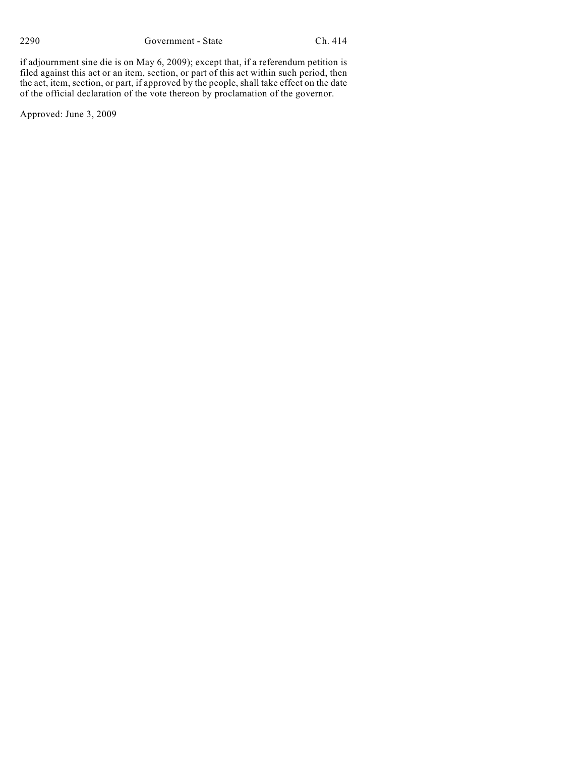if adjournment sine die is on May 6, 2009); except that, if a referendum petition is filed against this act or an item, section, or part of this act within such period, then the act, item, section, or part, if approved by the people, shall take effect on the date of the official declaration of the vote thereon by proclamation of the governor.

Approved: June 3, 2009